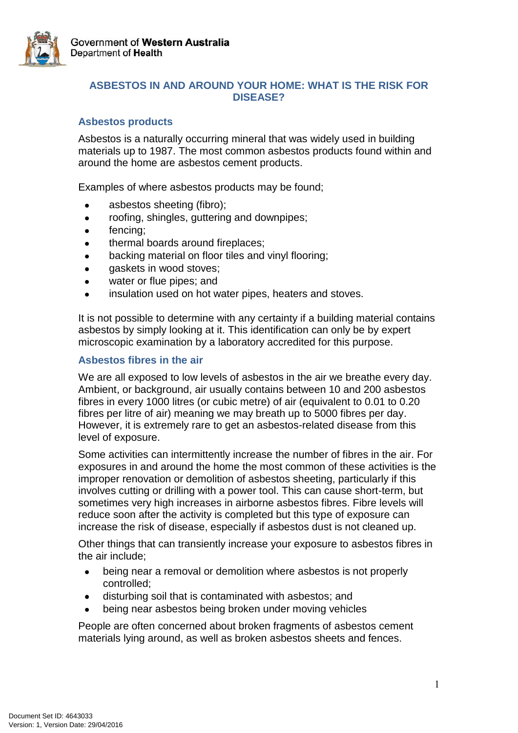Government of **Western Australia**
Department of **Health**

# ASBESTOS IN AND AROUND YOUR HOME: WHAT IS THE RISK FOR DISEASE?

## Asbestos products

Asbestos is a naturally occurring mineral that was widely used in building materials up to 1987. The most common asbestos products found within and around the home are asbestos cement products.

Examples of where asbestos products may be found;

- asbestos sheeting (fibro);
- roofing, shingles, guttering and downpipes;
- fencing;
- thermal boards around fireplaces;
- backing material on floor tiles and vinyl flooring;
- gaskets in wood stoves;
- water or flue pipes; and
- insulation used on hot water pipes, heaters and stoves.

It is not possible to determine with any certainty if a building material contains asbestos by simply looking at it. This identification can only be by expert microscopic examination by a laboratory accredited for this purpose.

## Asbestos fibres in the air

We are all exposed to low levels of asbestos in the air we breathe every day. Ambient, or background, air usually contains between 10 and 200 asbestos fibres in every 1000 litres (or cubic metre) of air (equivalent to 0.01 to 0.20 fibres per litre of air) meaning we may breath up to 5000 fibres per day. However, it is extremely rare to get an asbestos-related disease from this level of exposure.

Some activities can intermittently increase the number of fibres in the air. For exposures in and around the home the most common of these activities is the improper renovation or demolition of asbestos sheeting, particularly if this involves cutting or drilling with a power tool. This can cause short-term, but sometimes very high increases in airborne asbestos fibres. Fibre levels will reduce soon after the activity is completed but this type of exposure can increase the risk of disease, especially if asbestos dust is not cleaned up.

Other things that can transiently increase your exposure to asbestos fibres in the air include;

- being near a removal or demolition where asbestos is not properly controlled;
- disturbing soil that is contaminated with asbestos; and
- being near asbestos being broken under moving vehicles

People are often concerned about broken fragments of asbestos cement materials lying around, as well as broken asbestos sheets and fences.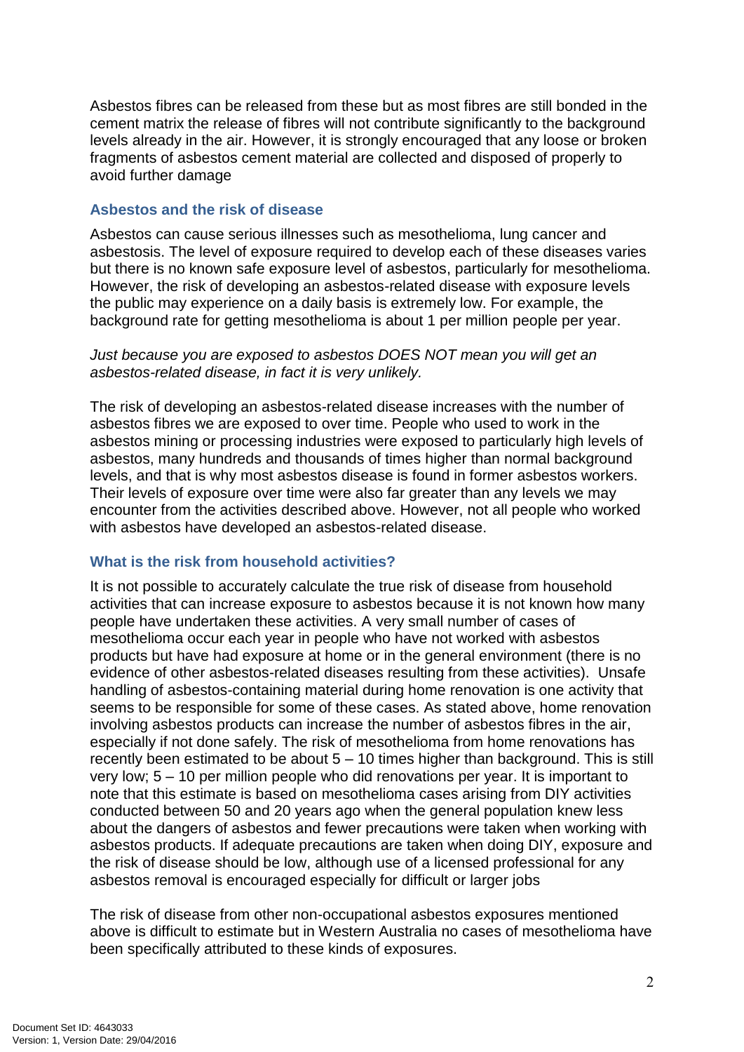Asbestos fibres can be released from these but as most fibres are still bonded in the cement matrix the release of fibres will not contribute significantly to the background levels already in the air. However, it is strongly encouraged that any loose or broken fragments of asbestos cement material are collected and disposed of properly to avoid further damage

### Asbestos and the risk of disease

Asbestos can cause serious illnesses such as mesothelioma, lung cancer and asbestosis. The level of exposure required to develop each of these diseases varies but there is no known safe exposure level of asbestos, particularly for mesothelioma. However, the risk of developing an asbestos-related disease with exposure levels the public may experience on a daily basis is extremely low. For example, the background rate for getting mesothelioma is about 1 per million people per year.

*Just because you are exposed to asbestos DOES NOT mean you will get an asbestos-related disease, in fact it is very unlikely.*

The risk of developing an asbestos-related disease increases with the number of asbestos fibres we are exposed to over time. People who used to work in the asbestos mining or processing industries were exposed to particularly high levels of asbestos, many hundreds and thousands of times higher than normal background levels, and that is why most asbestos disease is found in former asbestos workers. Their levels of exposure over time were also far greater than any levels we may encounter from the activities described above. However, not all people who worked with asbestos have developed an asbestos-related disease.

### What is the risk from household activities?

It is not possible to accurately calculate the true risk of disease from household activities that can increase exposure to asbestos because it is not known how many people have undertaken these activities. A very small number of cases of mesothelioma occur each year in people who have not worked with asbestos products but have had exposure at home or in the general environment (there is no evidence of other asbestos-related diseases resulting from these activities). Unsafe handling of asbestos-containing material during home renovation is one activity that seems to be responsible for some of these cases. As stated above, home renovation involving asbestos products can increase the number of asbestos fibres in the air, especially if not done safely. The risk of mesothelioma from home renovations has recently been estimated to be about 5 – 10 times higher than background. This is still very low; 5 – 10 per million people who did renovations per year. It is important to note that this estimate is based on mesothelioma cases arising from DIY activities conducted between 50 and 20 years ago when the general population knew less about the dangers of asbestos and fewer precautions were taken when working with asbestos products. If adequate precautions are taken when doing DIY, exposure and the risk of disease should be low, although use of a licensed professional for any asbestos removal is encouraged especially for difficult or larger jobs

The risk of disease from other non-occupational asbestos exposures mentioned above is difficult to estimate but in Western Australia no cases of mesothelioma have been specifically attributed to these kinds of exposures.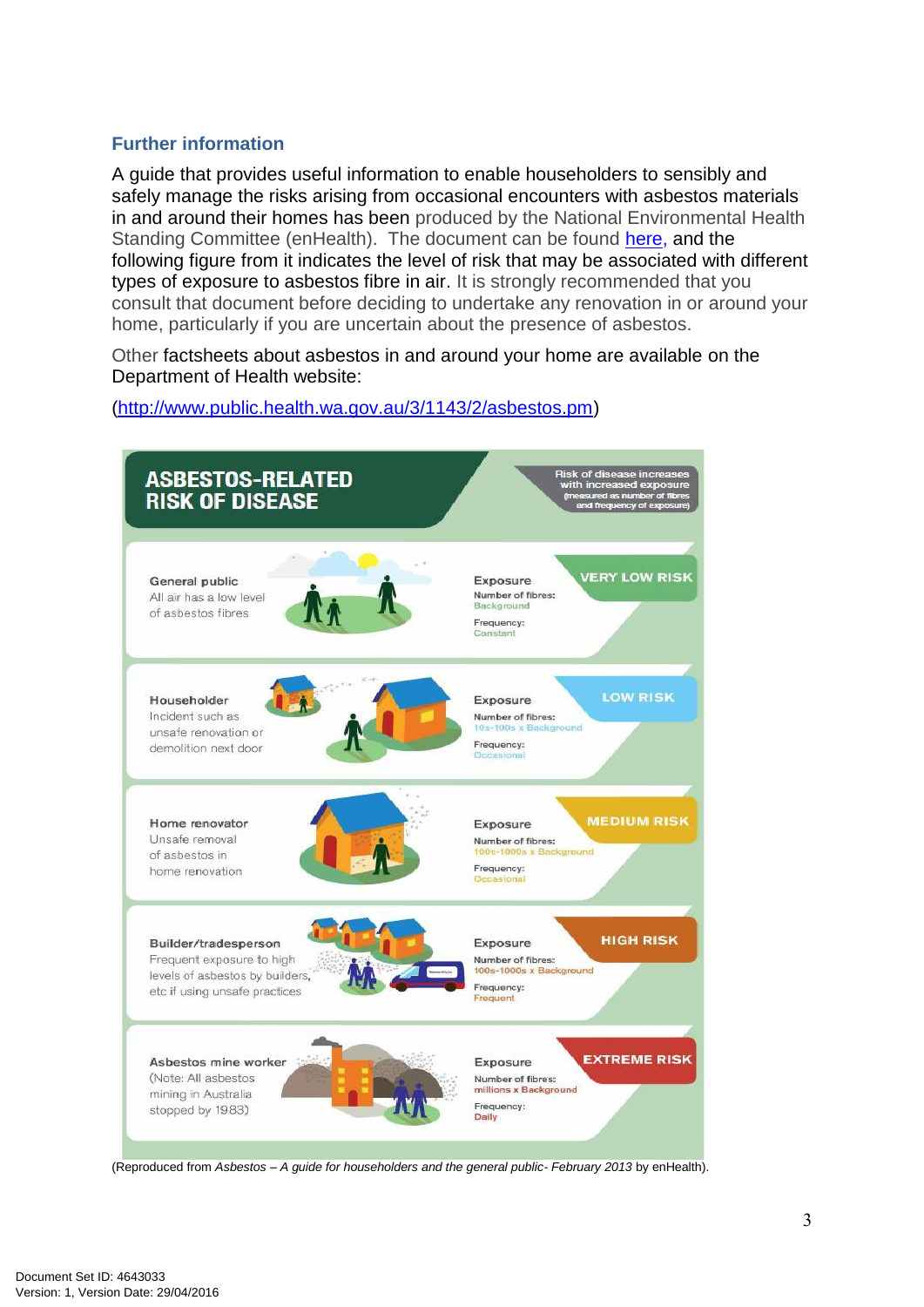## Further information

A guide that provides useful information to enable householders to sensibly and safely manage the risks arising from occasional encounters with asbestos materials in and around their homes has been produced by the National Environmental Health Standing Committee (enHealth). The document can be found [here](), and the following figure from it indicates the level of risk that may be associated with different types of exposure to asbestos fibre in air. It is strongly recommended that you consult that document before deciding to undertake any renovation in or around your home, particularly if you are uncertain about the presence of asbestos.

Other factsheets about asbestos in and around your home are available on the Department of Health website:

(http://www.public.health.wa.gov.au/3/1143/2/asbestos.pm)

ASBESTOS-RELATED RISK OF DISEASE

Risk of disease increases with increased exposure (measured as number of fibres and frequency of exposure)

General public
All air has a low level of asbestos fibres
Exposure
Number of fibres: Background
Frequency: Constant
VERY LOW RISK

Householder
Incident such as unsafe renovation or demolition next door
Exposure
Number of fibres: 10s-100s x Background
Frequency: Occasional
LOW RISK

Home renovator
Unsafe removal of asbestos in home renovation
Exposure
Number of fibres: 100s-1000s x Background
Frequency: Occasional
MEDIUM RISK

Builder/tradesperson
Frequent exposure to high levels of asbestos by builders, etc if using unsafe practices
Exposure
Number of fibres: 100s-1000s x Background
Frequency: Frequent
HIGH RISK

Asbestos mine worker
(Note: All asbestos mining in Australia stopped by 1983)
Exposure
Number of fibres: millions x Background
Frequency: Daily
EXTREME RISK

(Reproduced from *Asbestos – A guide for householders and the general public- February 2013* by enHealth).

Document Set ID: 4643033
Version: 1, Version Date: 29/04/2016